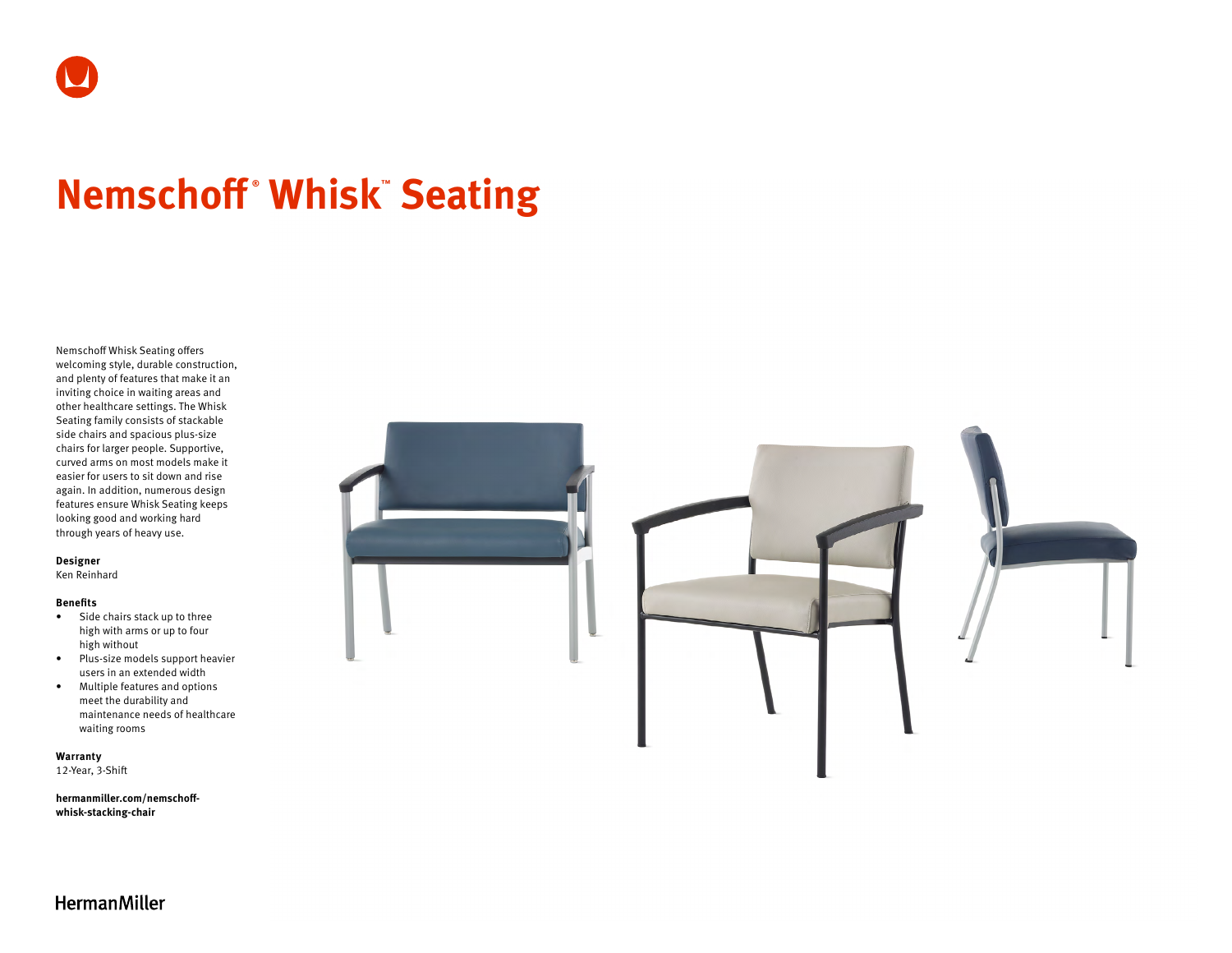# Nemschoff® Whisk™ Seating

Nemschoff Whisk Seating offers welcoming style, durable construction, and plenty of features that make it an inviting choice in waiting areas and other healthcare settings. The Whisk Seating family consists of stackable side chairs and spacious plus-size chairs for larger people. Supportive, curved arms on most models make it easier for users to sit down and rise again. In addition, numerous design features ensure Whisk Seating keeps looking good and working hard through years of heavy use.

**Designer**
Ken Reinhard

**Benefits**

- Side chairs stack up to three high with arms or up to four high without
- Plus-size models support heavier users in an extended width
- Multiple features and options meet the durability and maintenance needs of healthcare waiting rooms

**Warranty**
12-Year, 3-Shift

**hermanmiller.com/nemschoff-whisk-stacking-chair**

HermanMiller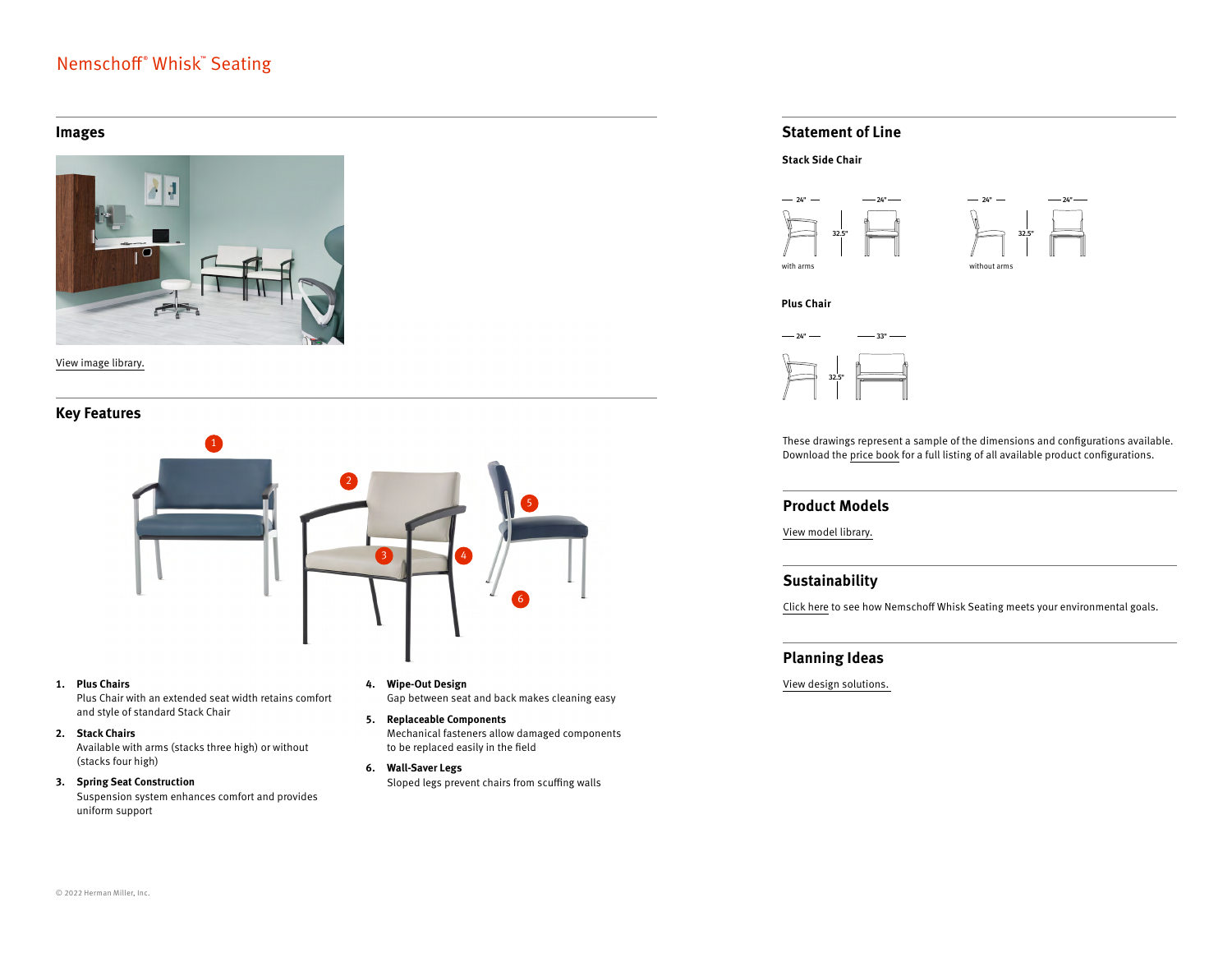# Nemschoff® Whisk™ Seating

## Images

View image library.

## Key Features

1
2
3
4
5
6

1. **Plus Chairs**
   Plus Chair with an extended seat width retains comfort and style of standard Stack Chair
2. **Stack Chairs**
   Available with arms (stacks three high) or without (stacks four high)
3. **Spring Seat Construction**
   Suspension system enhances comfort and provides uniform support
4. **Wipe-Out Design**
   Gap between seat and back makes cleaning easy
5. **Replaceable Components**
   Mechanical fasteners allow damaged components to be replaced easily in the field
6. **Wall-Saver Legs**
   Sloped legs prevent chairs from scuffing walls

## Statement of Line

### Stack Side Chair

24" 24" 32.5"
with arms

24" 24" 32.5"
without arms

### Plus Chair

24" 33" 32.5"

These drawings represent a sample of the dimensions and configurations available. Download the price book for a full listing of all available product configurations.

## Product Models

View model library.

## Sustainability

Click here to see how Nemschoff Whisk Seating meets your environmental goals.

## Planning Ideas

View design solutions.

© 2022 Herman Miller, Inc.